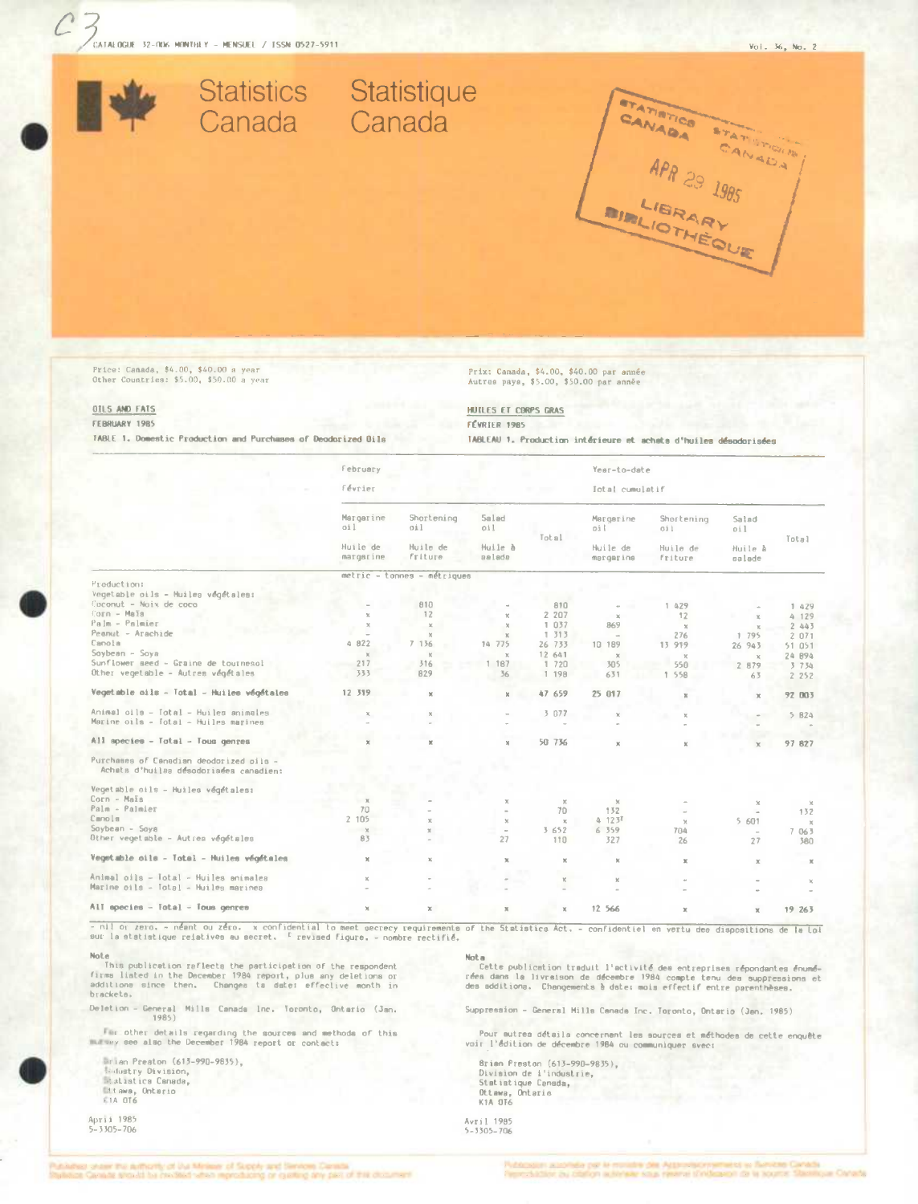CATALOGUE 32-006 MONTHLY - MENSUEL / ISSN 0527-5911

Vol. 36, No. 2

# Statistics Canada Statistique Canada

STATISTICS CANADA STATISTIQUE CANADA
APR 29 1985
LIBRARY BIBLIOTHÈQUE

Price: Canada, $4.00, $40.00 a year
Other Countries: $5.00, $50.00 a year

Prix: Canada, $4.00, $40.00 par année
Autres pays, $5.00, $50.00 par année

## OILS AND FATS / HUILES ET CORPS GRAS

FEBRUARY 1985 / FÉVRIER 1985

TABLE 1. Domestic Production and Purchases of Deodorized Oils / TABLEAU 1. Production intérieure et achats d'huiles désodorisées

| | February / Février | | | | Year-to-date / Total cumulatif | | | |
|---|---|---|---|---|---|---|---|---|
| | Margarine oil / Huile de margarine | Shortening oil / Huile de friture | Salad oil / Huile à salade | Total | Margarine oil / Huile de margarine | Shortening oil / Huile de friture | Salad oil / Huile à salade | Total |
| | metric - tonnes - métriques | | | | | | | |
| Production: | | | | | | | | |
| Vegetable oils - Huiles végétales: | | | | | | | | |
| Coconut - Noix de coco | - | 810 | - | 810 | - | 1 429 | - | 1 429 |
| Corn - Maïs | x | 12 | x | 2 207 | x | 12 | x | 4 129 |
| Palm - Palmier | x | x | x | 1 037 | 869 | x | x | 2 443 |
| Peanut - Arachide | - | x | x | 1 313 | - | 276 | 1 795 | 2 071 |
| Canola | 4 822 | 7 136 | 14 775 | 26 733 | 10 189 | 13 919 | 26 943 | 51 051 |
| Soybean - Soya | x | x | x | 12 641 | x | x | x | 24 894 |
| Sunflower seed - Graine de tournesol | 217 | 316 | 1 187 | 1 720 | 305 | 550 | 2 879 | 3 734 |
| Other vegetable - Autres végétales | 333 | 829 | 36 | 1 198 | 631 | 1 558 | 63 | 2 252 |
| **Vegetable oils - Total - Huiles végétales** | 12 319 | x | x | 47 659 | 25 017 | x | x | 92 003 |
| Animal oils - Total - Huiles animales | x | x | - | 3 077 | x | x | - | 5 824 |
| Marine oils - Total - Huiles marines | - | - | - | - | - | - | - | - |
| **All species - Total - Tous genres** | x | x | x | 50 736 | x | x | x | 97 827 |
| Purchases of Canadian deodorized oils - Achats d'huiles désodorisées canadiens: | | | | | | | | |
| Vegetable oils - Huiles végétales: | | | | | | | | |
| Corn - Maïs | x | - | x | x | x | - | x | x |
| Palm - Palmier | 70 | - | - | 70 | 132 | - | - | 132 |
| Canola | 2 105 | x | x | x | 4 123[r] | x | 5 601 | x |
| Soybean - Soya | x | x | - | 3 652 | 6 359 | 704 | - | 7 063 |
| Other vegetable - Autres végétales | 83 | - | 27 | 110 | 327 | 26 | 27 | 380 |
| **Vegetable oils - Total - Huiles végétales** | x | x | x | x | x | x | x | x |
| Animal oils - Total - Huiles animales | x | - | - | x | x | - | - | x |
| Marine oils - Total - Huiles marines | - | - | - | - | - | - | - | - |
| **All species - Total - Tous genres** | x | x | x | x | 12 566 | x | x | 19 263 |

- nil or zero. - néant ou zéro. x confidential to meet secrecy requirements of the Statistics Act. - confidentiel en vertu des dispositions de la Loi sur la statistique relatives au secret. r revised figure. - nombre rectifié.

**Note**

This publication reflects the participation of the respondent firms listed in the December 1984 report, plus any deletions or additions since then. Changes to date: effective month in brackets.

Deletion - General Mills Canada Inc. Toronto, Ontario (Jan. 1985)

For other details regarding the sources and methods of this survey see also the December 1984 report or contact:

Brian Preston (613-990-9835),
Industry Division,
Statistics Canada,
Ottawa, Ontario
K1A 0T6

April 1985
5-3305-706

**Nota**

Cette publication traduit l'activité des entreprises répondantes énumérées dans la livraison de décembre 1984 compte tenu des suppressions et des additions. Changements à date: mois effectif entre parenthèses.

Suppression - General Mills Canada Inc. Toronto, Ontario (Jan. 1985)

Pour autres détails concernant les sources et méthodes de cette enquête voir l'édition de décembre 1984 ou communiquer avec:

Brian Preston (613-990-9835),
Division de l'industrie,
Statistique Canada,
Ottawa, Ontario
K1A 0T6

Avril 1985
5-3305-706

Published under the authority of the Minister of Supply and Services Canada. Statistics Canada should be credited when reproducing or quoting any part of this document.

Publication autorisée par le ministre des Approvisionnements et Services Canada. Reproduction ou citation autorisée sous réserve d'indication de la source: Statistique Canada.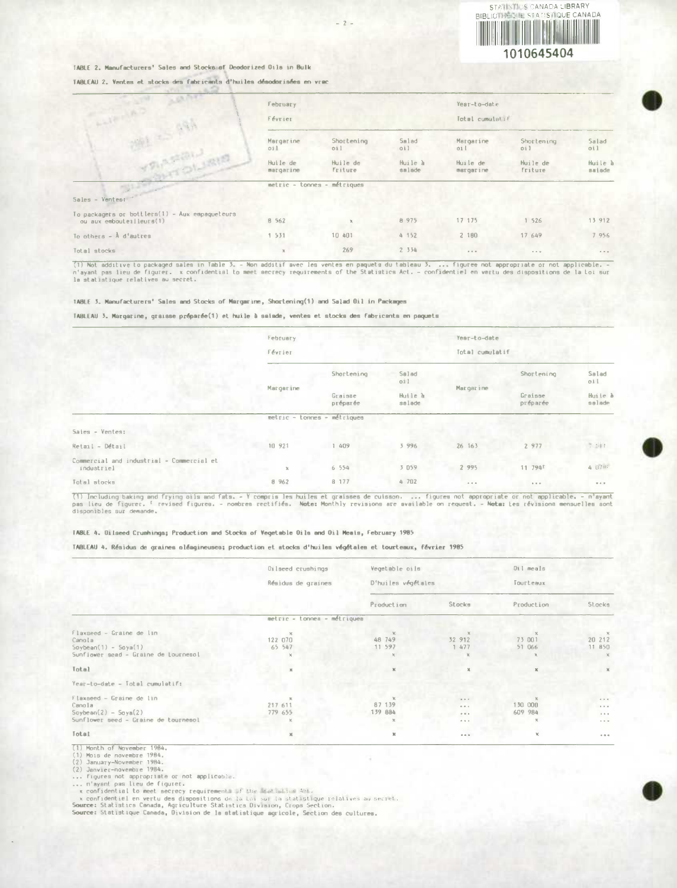TABLE 2. Manufacturers' Sales and Stocks of Deodorized Oils in Bulk

TABLEAU 2. Ventes et stocks des fabricants d'huiles désodorisées en vrac

| | February | | | Year-to-date | | |
|---|---|---|---|---|---|---|
| | Février | | | Total cumulatif | | |
| | Margarine oil<br>Huile de margarine | Shortening oil<br>Huile de friture | Salad oil<br>Huile à salade | Margarine oil<br>Huile de margarine | Shortening oil<br>Huile de friture | Salad oil<br>Huile à salade |
| | metric - tonnes - métriques | | | | | |
| Sales - Ventes: | | | | | | |
| To packagers or bottlers(1) - Aux empaqueteurs ou aux embouteilleurs(1) | 8 562 | x | 8 975 | 17 175 | 1 526 | 13 912 |
| To others - À d'autres | 1 531 | 10 401 | 4 152 | 2 180 | 17 649 | 7 956 |
| Total stocks | x | 269 | 2 334 | ... | ... | ... |

(1) Not additive to packaged sales in Table 3. - Non additif avec les ventes en paquets du tableau 3. ... figures not appropriate or not applicable. - n'ayant pas lieu de figurer. x confidential to meet secrecy requirements of the Statistics Act. - confidentiel en vertu des dispositions de la Loi sur la statistique relatives au secret.

TABLE 3. Manufacturers' Sales and Stocks of Margarine, Shortening(1) and Salad Oil in Packages

TABLEAU 3. Margarine, graisse préparée(1) et huile à salade, ventes et stocks des fabricants en paquets

| | February | | | Year-to-date | | |
|---|---|---|---|---|---|---|
| | Février | | | Total cumulatif | | |
| | Margarine | Shortening<br>Graisse préparée | Salad oil<br>Huile à salade | Margarine | Shortening<br>Graisse préparée | Salad oil<br>Huile à salade |
| | metric - tonnes - métriques | | | | | |
| Sales - Ventes: | | | | | | |
| Retail - Détail | 10 921 | 1 409 | 3 996 | 26 163 | 2 977 | 7 241 |
| Commercial and industrial - Commercial et industriel | x | 6 554 | 3 059 | 2 995 | 11 794[r] | 4 078 |
| Total stocks | 8 962 | 8 177 | 4 702 | ... | ... | ... |

(1) Including baking and frying oils and fats. - Y compris les huiles et graisses de cuisson. ... figures not appropriate or not applicable. - n'ayant pas lieu de figurer. [r] revised figures. - nombres rectifiés. **Note:** Monthly revisions are available on request. - **Note:** Les révisions mensuelles sont disponibles sur demande.

TABLE 4. Oilseed Crushings; Production and Stocks of Vegetable Oils and Oil Meals, February 1985

TABLEAU 4. Résidus de graines oléagineuses; production et stocks d'huiles végétales et tourteaux, février 1985

| | Oilseed crushings<br>Résidus de graines | Vegetable oils<br>D'huiles végétales | | Oil meals<br>Tourteaux | |
|---|---|---|---|---|---|
| | | Production | Stocks | Production | Stocks |
| | metric - tonnes - métriques | | | | |
| Flaxseed - Graine de lin | x | x | x | x | x |
| Canola | 122 070 | 48 749 | 32 912 | 73 001 | 20 212 |
| Soybean(1) - Soya(1) | 65 547 | 11 597 | 1 477 | 51 066 | 11 850 |
| Sunflower seed - Graine de tournesol | x | x | x | x | x |
| **Total** | x | x | x | x | x |
| Year-to-date - Total cumulatif: | | | | | |
| Flaxseed - Graine de lin | x | x | ... | x | ... |
| Canola | 217 611 | 87 139 | ... | 130 000 | ... |
| Soybean(2) - Soya(2) | 779 655 | 139 884 | ... | 609 984 | ... |
| Sunflower seed - Graine de tournesol | x | x | ... | x | ... |
| **Total** | x | x | ... | x | ... |

(1) Month of November 1984.
(1) Mois de novembre 1984.
(2) January-November 1984.
(2) Janvier-novembre 1984.
... figures not appropriate or not applicable.
... n'ayant pas lieu de figurer.
x confidential to meet secrecy requirements of the Statistics Act.
x confidentiel en vertu des dispositions de la Loi sur la statistique relatives au secret.
**Source:** Statistics Canada, Agriculture Statistics Division, Crops Section.
**Source:** Statistique Canada, Division de la statistique agricole, Section des cultures.